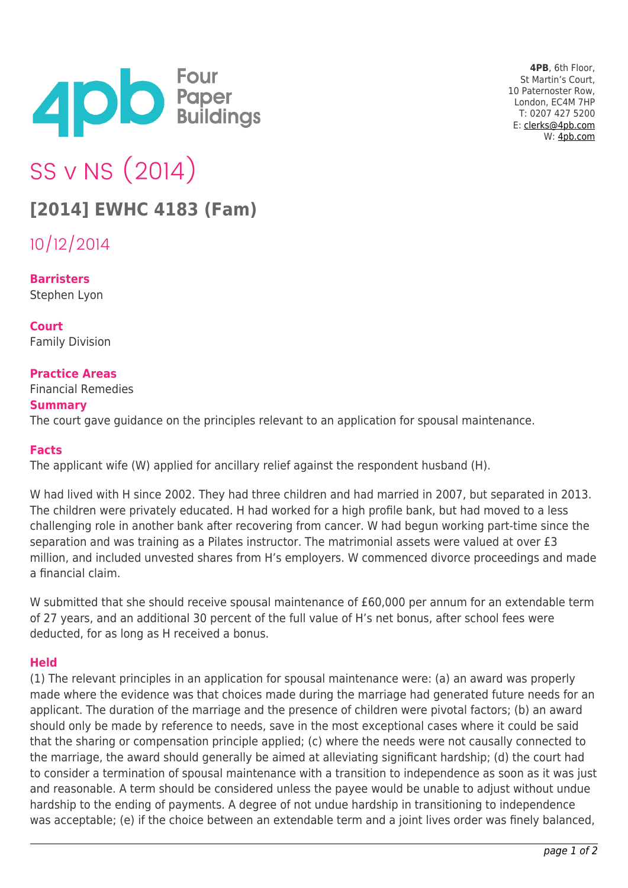4PB, 6th Floor, St Martin's Court, 10 Paternoster Row, London, EC4M 7HP
T: 0207 427 5200
E: clerks@4pb.com
W: 4pb.com

# SS v NS (2014)

## [2014] EWHC 4183 (Fam)

10/12/2014

**Barristers**
Stephen Lyon

**Court**
Family Division

**Practice Areas**
Financial Remedies

**Summary**
The court gave guidance on the principles relevant to an application for spousal maintenance.

**Facts**
The applicant wife (W) applied for ancillary relief against the respondent husband (H).

W had lived with H since 2002. They had three children and had married in 2007, but separated in 2013. The children were privately educated. H had worked for a high profile bank, but had moved to a less challenging role in another bank after recovering from cancer. W had begun working part-time since the separation and was training as a Pilates instructor. The matrimonial assets were valued at over £3 million, and included unvested shares from H's employers. W commenced divorce proceedings and made a financial claim.

W submitted that she should receive spousal maintenance of £60,000 per annum for an extendable term of 27 years, and an additional 30 percent of the full value of H's net bonus, after school fees were deducted, for as long as H received a bonus.

**Held**
(1) The relevant principles in an application for spousal maintenance were: (a) an award was properly made where the evidence was that choices made during the marriage had generated future needs for an applicant. The duration of the marriage and the presence of children were pivotal factors; (b) an award should only be made by reference to needs, save in the most exceptional cases where it could be said that the sharing or compensation principle applied; (c) where the needs were not causally connected to the marriage, the award should generally be aimed at alleviating significant hardship; (d) the court had to consider a termination of spousal maintenance with a transition to independence as soon as it was just and reasonable. A term should be considered unless the payee would be unable to adjust without undue hardship to the ending of payments. A degree of not undue hardship in transitioning to independence was acceptable; (e) if the choice between an extendable term and a joint lives order was finely balanced,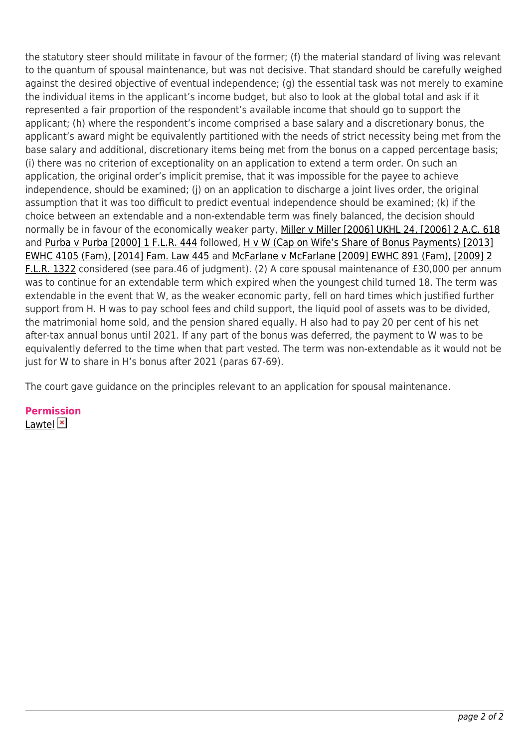the statutory steer should militate in favour of the former; (f) the material standard of living was relevant to the quantum of spousal maintenance, but was not decisive. That standard should be carefully weighed against the desired objective of eventual independence; (g) the essential task was not merely to examine the individual items in the applicant's income budget, but also to look at the global total and ask if it represented a fair proportion of the respondent's available income that should go to support the applicant; (h) where the respondent's income comprised a base salary and a discretionary bonus, the applicant's award might be equivalently partitioned with the needs of strict necessity being met from the base salary and additional, discretionary items being met from the bonus on a capped percentage basis; (i) there was no criterion of exceptionality on an application to extend a term order. On such an application, the original order's implicit premise, that it was impossible for the payee to achieve independence, should be examined; (j) on an application to discharge a joint lives order, the original assumption that it was too difficult to predict eventual independence should be examined; (k) if the choice between an extendable and a non-extendable term was finely balanced, the decision should normally be in favour of the economically weaker party, Miller v Miller [2006] UKHL 24, [2006] 2 A.C. 618 and Purba v Purba [2000] 1 F.L.R. 444 followed, H v W (Cap on Wife's Share of Bonus Payments) [2013] EWHC 4105 (Fam), [2014] Fam. Law 445 and McFarlane v McFarlane [2009] EWHC 891 (Fam), [2009] 2 F.L.R. 1322 considered (see para.46 of judgment). (2) A core spousal maintenance of £30,000 per annum was to continue for an extendable term which expired when the youngest child turned 18. The term was extendable in the event that W, as the weaker economic party, fell on hard times which justified further support from H. H was to pay school fees and child support, the liquid pool of assets was to be divided, the matrimonial home sold, and the pension shared equally. H also had to pay 20 per cent of his net after-tax annual bonus until 2021. If any part of the bonus was deferred, the payment to W was to be equivalently deferred to the time when that part vested. The term was non-extendable as it would not be just for W to share in H's bonus after 2021 (paras 67-69).

The court gave guidance on the principles relevant to an application for spousal maintenance.

**Permission**

Lawtel